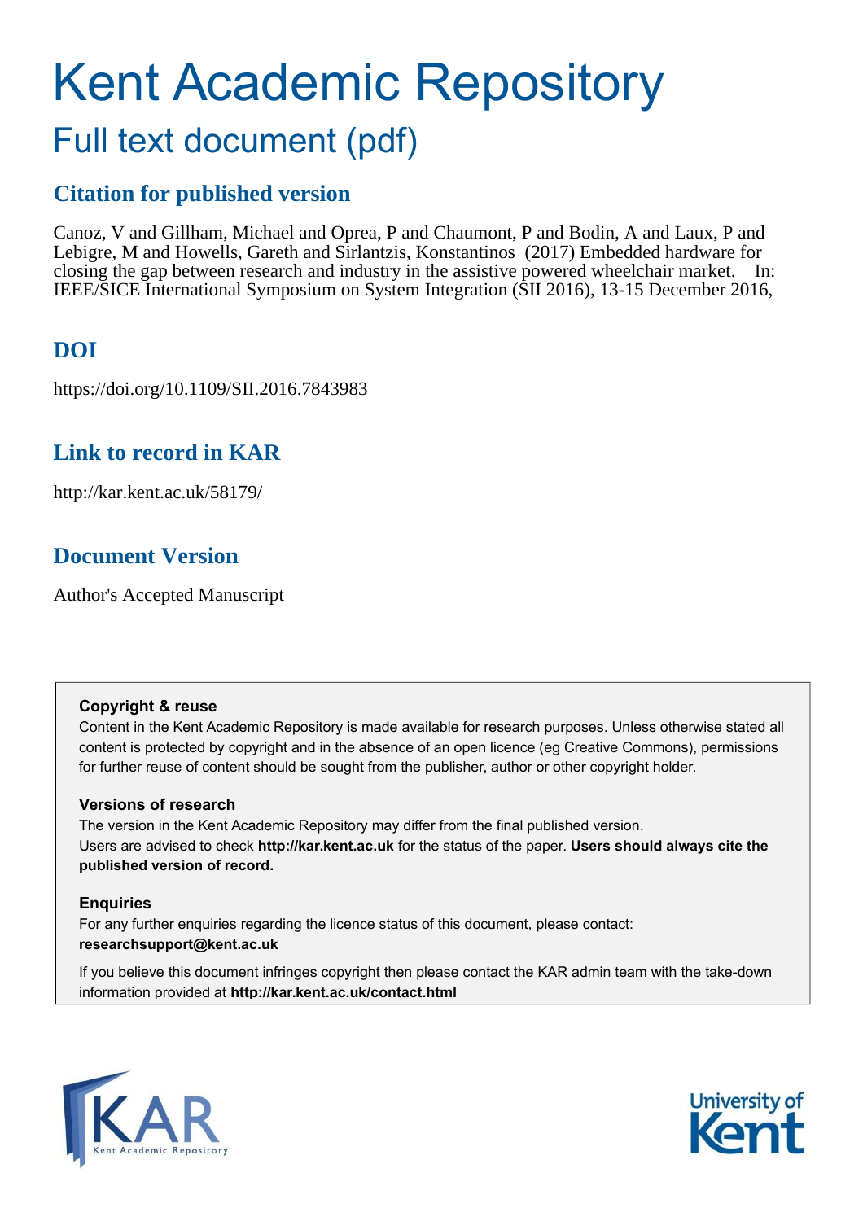# Kent Academic Repository

## Full text document (pdf)

### Citation for published version

Canoz, V and Gillham, Michael and Oprea, P and Chaumont, P and Bodin, A and Laux, P and Lebigre, M and Howells, Gareth and Sirlantzis, Konstantinos (2017) Embedded hardware for closing the gap between research and industry in the assistive powered wheelchair market. In: IEEE/SICE International Symposium on System Integration (SII 2016), 13-15 December 2016,

### DOI

https://doi.org/10.1109/SII.2016.7843983

### Link to record in KAR

http://kar.kent.ac.uk/58179/

### Document Version

Author's Accepted Manuscript

**Copyright & reuse**

Content in the Kent Academic Repository is made available for research purposes. Unless otherwise stated all content is protected by copyright and in the absence of an open licence (eg Creative Commons), permissions for further reuse of content should be sought from the publisher, author or other copyright holder.

**Versions of research**

The version in the Kent Academic Repository may differ from the final published version.
Users are advised to check **http://kar.kent.ac.uk** for the status of the paper. **Users should always cite the published version of record.**

**Enquiries**

For any further enquiries regarding the licence status of this document, please contact:
**researchsupport@kent.ac.uk**

If you believe this document infringes copyright then please contact the KAR admin team with the take-down information provided at **http://kar.kent.ac.uk/contact.html**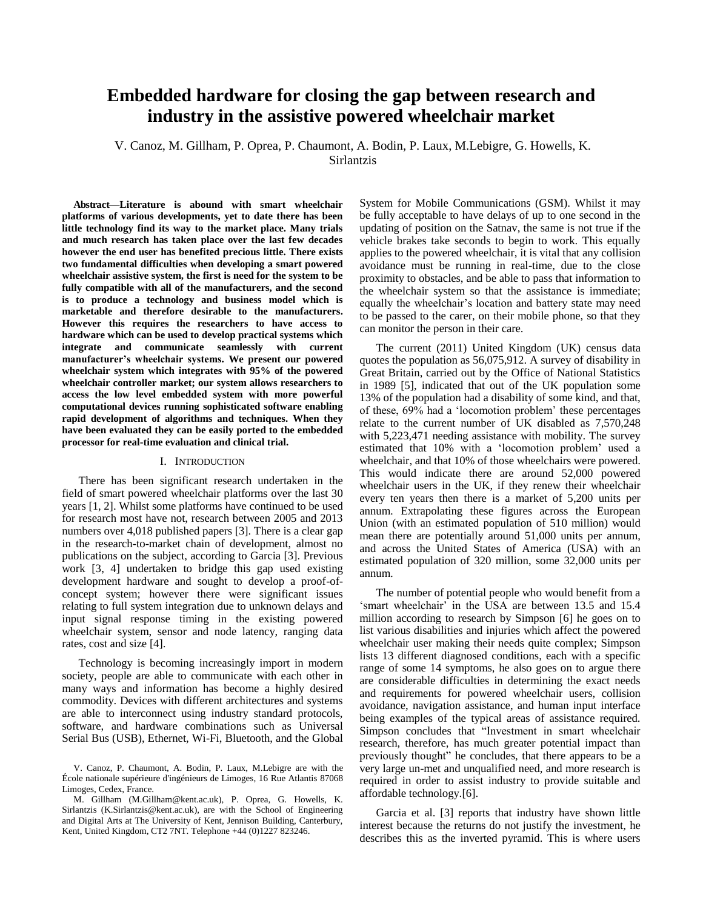# Embedded hardware for closing the gap between research and industry in the assistive powered wheelchair market

V. Canoz, M. Gillham, P. Oprea, P. Chaumont, A. Bodin, P. Laux, M.Lebigre, G. Howells, K. Sirlantzis

**Abstract—Literature is abound with smart wheelchair platforms of various developments, yet to date there has been little technology find its way to the market place. Many trials and much research has taken place over the last few decades however the end user has benefited precious little. There exists two fundamental difficulties when developing a smart powered wheelchair assistive system, the first is need for the system to be fully compatible with all of the manufacturers, and the second is to produce a technology and business model which is marketable and therefore desirable to the manufacturers. However this requires the researchers to have access to hardware which can be used to develop practical systems which integrate and communicate seamlessly with current manufacturer's wheelchair systems. We present our powered wheelchair system which integrates with 95% of the powered wheelchair controller market; our system allows researchers to access the low level embedded system with more powerful computational devices running sophisticated software enabling rapid development of algorithms and techniques. When they have been evaluated they can be easily ported to the embedded processor for real-time evaluation and clinical trial.**

## I. Introduction

There has been significant research undertaken in the field of smart powered wheelchair platforms over the last 30 years [1, 2]. Whilst some platforms have continued to be used for research most have not, research between 2005 and 2013 numbers over 4,018 published papers [3]. There is a clear gap in the research-to-market chain of development, almost no publications on the subject, according to Garcia [3]. Previous work [3, 4] undertaken to bridge this gap used existing development hardware and sought to develop a proof-of-concept system; however there were significant issues relating to full system integration due to unknown delays and input signal response timing in the existing powered wheelchair system, sensor and node latency, ranging data rates, cost and size [4].

Technology is becoming increasingly import in modern society, people are able to communicate with each other in many ways and information has become a highly desired commodity. Devices with different architectures and systems are able to interconnect using industry standard protocols, software, and hardware combinations such as Universal Serial Bus (USB), Ethernet, Wi-Fi, Bluetooth, and the Global System for Mobile Communications (GSM). Whilst it may be fully acceptable to have delays of up to one second in the updating of position on the Satnav, the same is not true if the vehicle brakes take seconds to begin to work. This equally applies to the powered wheelchair, it is vital that any collision avoidance must be running in real-time, due to the close proximity to obstacles, and be able to pass that information to the wheelchair system so that the assistance is immediate; equally the wheelchair's location and battery state may need to be passed to the carer, on their mobile phone, so that they can monitor the person in their care.

The current (2011) United Kingdom (UK) census data quotes the population as 56,075,912. A survey of disability in Great Britain, carried out by the Office of National Statistics in 1989 [5], indicated that out of the UK population some 13% of the population had a disability of some kind, and that, of these, 69% had a 'locomotion problem' these percentages relate to the current number of UK disabled as 7,570,248 with 5,223,471 needing assistance with mobility. The survey estimated that 10% with a 'locomotion problem' used a wheelchair, and that 10% of those wheelchairs were powered. This would indicate there are around 52,000 powered wheelchair users in the UK, if they renew their wheelchair every ten years then there is a market of 5,200 units per annum. Extrapolating these figures across the European Union (with an estimated population of 510 million) would mean there are potentially around 51,000 units per annum, and across the United States of America (USA) with an estimated population of 320 million, some 32,000 units per annum.

The number of potential people who would benefit from a 'smart wheelchair' in the USA are between 13.5 and 15.4 million according to research by Simpson [6] he goes on to list various disabilities and injuries which affect the powered wheelchair user making their needs quite complex; Simpson lists 13 different diagnosed conditions, each with a specific range of some 14 symptoms, he also goes on to argue there are considerable difficulties in determining the exact needs and requirements for powered wheelchair users, collision avoidance, navigation assistance, and human input interface being examples of the typical areas of assistance required. Simpson concludes that "Investment in smart wheelchair research, therefore, has much greater potential impact than previously thought" he concludes, that there appears to be a very large un-met and unqualified need, and more research is required in order to assist industry to provide suitable and affordable technology.[6].

Garcia et al. [3] reports that industry have shown little interest because the returns do not justify the investment, he describes this as the inverted pyramid. This is where users

V. Canoz, P. Chaumont, A. Bodin, P. Laux, M.Lebigre are with the École nationale supérieure d'ingénieurs de Limoges, 16 Rue Atlantis 87068 Limoges, Cedex, France.

M. Gillham (M.Gillham@kent.ac.uk), P. Oprea, G. Howells, K. Sirlantzis (K.Sirlantzis@kent.ac.uk), are with the School of Engineering and Digital Arts at The University of Kent, Jennison Building, Canterbury, Kent, United Kingdom, CT2 7NT. Telephone +44 (0)1227 823246.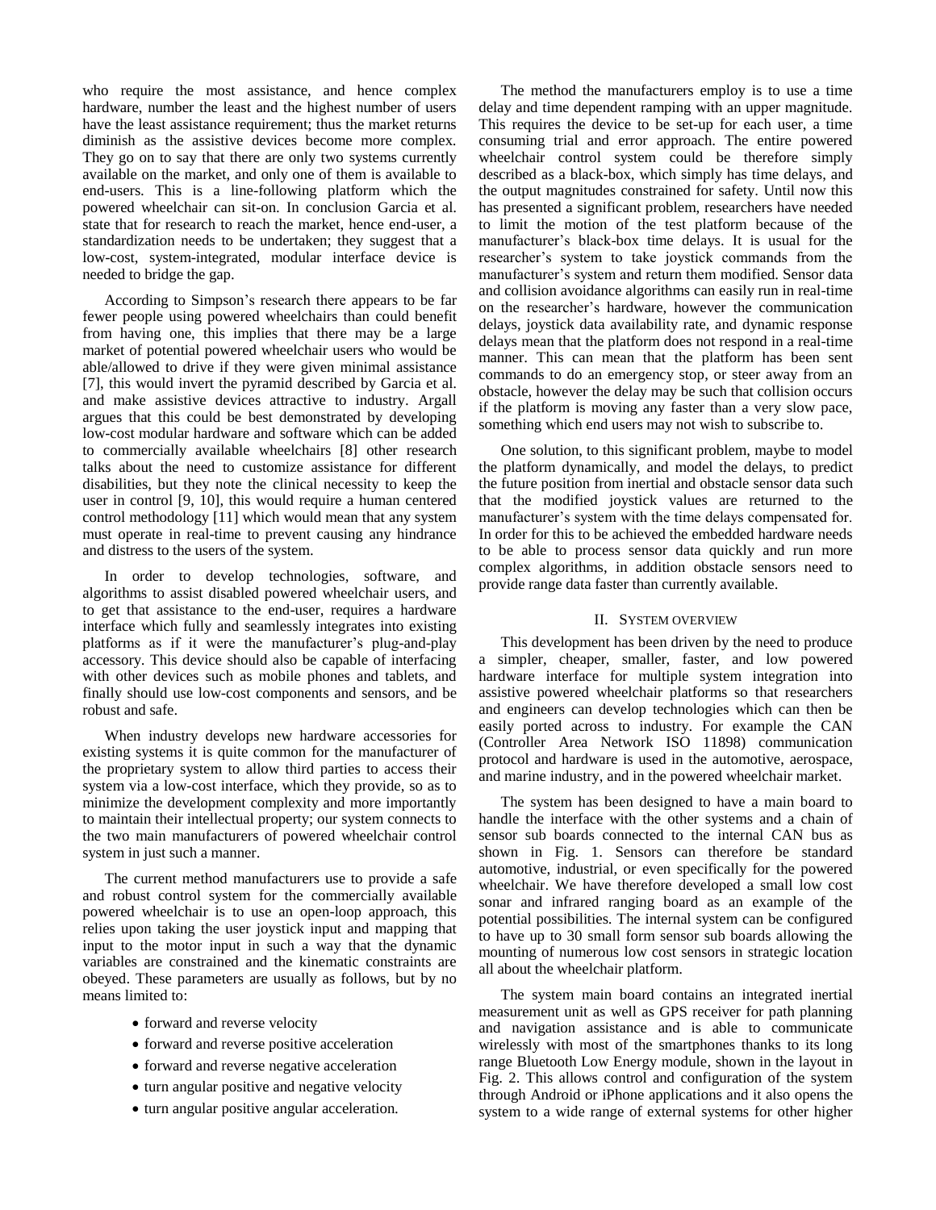who require the most assistance, and hence complex hardware, number the least and the highest number of users have the least assistance requirement; thus the market returns diminish as the assistive devices become more complex. They go on to say that there are only two systems currently available on the market, and only one of them is available to end-users. This is a line-following platform which the powered wheelchair can sit-on. In conclusion Garcia et al. state that for research to reach the market, hence end-user, a standardization needs to be undertaken; they suggest that a low-cost, system-integrated, modular interface device is needed to bridge the gap.

According to Simpson's research there appears to be far fewer people using powered wheelchairs than could benefit from having one, this implies that there may be a large market of potential powered wheelchair users who would be able/allowed to drive if they were given minimal assistance [7], this would invert the pyramid described by Garcia et al. and make assistive devices attractive to industry. Argall argues that this could be best demonstrated by developing low-cost modular hardware and software which can be added to commercially available wheelchairs [8] other research talks about the need to customize assistance for different disabilities, but they note the clinical necessity to keep the user in control [9, 10], this would require a human centered control methodology [11] which would mean that any system must operate in real-time to prevent causing any hindrance and distress to the users of the system.

In order to develop technologies, software, and algorithms to assist disabled powered wheelchair users, and to get that assistance to the end-user, requires a hardware interface which fully and seamlessly integrates into existing platforms as if it were the manufacturer's plug-and-play accessory. This device should also be capable of interfacing with other devices such as mobile phones and tablets, and finally should use low-cost components and sensors, and be robust and safe.

When industry develops new hardware accessories for existing systems it is quite common for the manufacturer of the proprietary system to allow third parties to access their system via a low-cost interface, which they provide, so as to minimize the development complexity and more importantly to maintain their intellectual property; our system connects to the two main manufacturers of powered wheelchair control system in just such a manner.

The current method manufacturers use to provide a safe and robust control system for the commercially available powered wheelchair is to use an open-loop approach, this relies upon taking the user joystick input and mapping that input to the motor input in such a way that the dynamic variables are constrained and the kinematic constraints are obeyed. These parameters are usually as follows, but by no means limited to:

- forward and reverse velocity
- forward and reverse positive acceleration
- forward and reverse negative acceleration
- turn angular positive and negative velocity
- turn angular positive angular acceleration.

The method the manufacturers employ is to use a time delay and time dependent ramping with an upper magnitude. This requires the device to be set-up for each user, a time consuming trial and error approach. The entire powered wheelchair control system could be therefore simply described as a black-box, which simply has time delays, and the output magnitudes constrained for safety. Until now this has presented a significant problem, researchers have needed to limit the motion of the test platform because of the manufacturer's black-box time delays. It is usual for the researcher's system to take joystick commands from the manufacturer's system and return them modified. Sensor data and collision avoidance algorithms can easily run in real-time on the researcher's hardware, however the communication delays, joystick data availability rate, and dynamic response delays mean that the platform does not respond in a real-time manner. This can mean that the platform has been sent commands to do an emergency stop, or steer away from an obstacle, however the delay may be such that collision occurs if the platform is moving any faster than a very slow pace, something which end users may not wish to subscribe to.

One solution, to this significant problem, maybe to model the platform dynamically, and model the delays, to predict the future position from inertial and obstacle sensor data such that the modified joystick values are returned to the manufacturer's system with the time delays compensated for. In order for this to be achieved the embedded hardware needs to be able to process sensor data quickly and run more complex algorithms, in addition obstacle sensors need to provide range data faster than currently available.

## II. System overview

This development has been driven by the need to produce a simpler, cheaper, smaller, faster, and low powered hardware interface for multiple system integration into assistive powered wheelchair platforms so that researchers and engineers can develop technologies which can then be easily ported across to industry. For example the CAN (Controller Area Network ISO 11898) communication protocol and hardware is used in the automotive, aerospace, and marine industry, and in the powered wheelchair market.

The system has been designed to have a main board to handle the interface with the other systems and a chain of sensor sub boards connected to the internal CAN bus as shown in Fig. 1. Sensors can therefore be standard automotive, industrial, or even specifically for the powered wheelchair. We have therefore developed a small low cost sonar and infrared ranging board as an example of the potential possibilities. The internal system can be configured to have up to 30 small form sensor sub boards allowing the mounting of numerous low cost sensors in strategic location all about the wheelchair platform.

The system main board contains an integrated inertial measurement unit as well as GPS receiver for path planning and navigation assistance and is able to communicate wirelessly with most of the smartphones thanks to its long range Bluetooth Low Energy module, shown in the layout in Fig. 2. This allows control and configuration of the system through Android or iPhone applications and it also opens the system to a wide range of external systems for other higher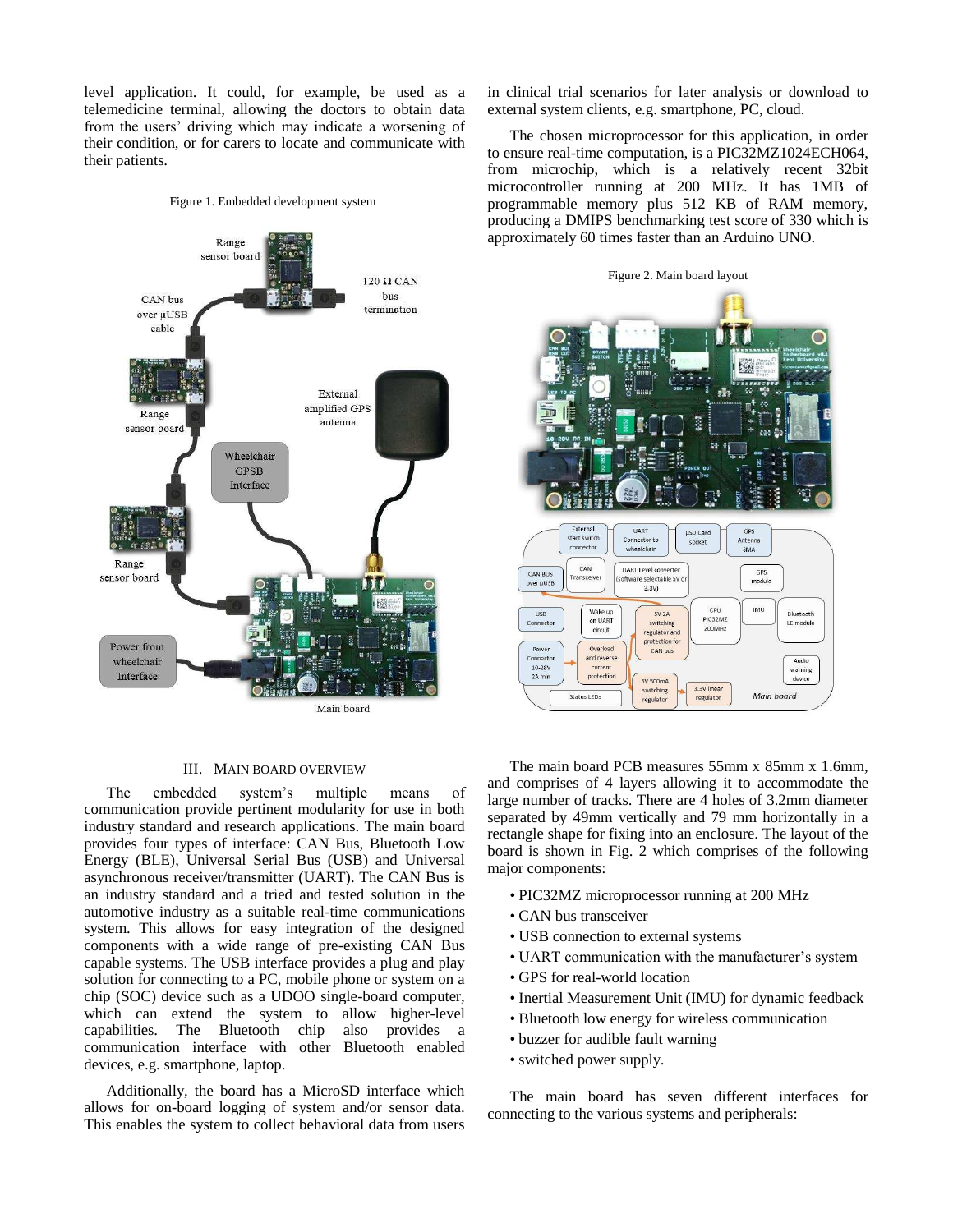level application. It could, for example, be used as a telemedicine terminal, allowing the doctors to obtain data from the users' driving which may indicate a worsening of their condition, or for carers to locate and communicate with their patients.

Figure 1. Embedded development system

in clinical trial scenarios for later analysis or download to external system clients, e.g. smartphone, PC, cloud.

The chosen microprocessor for this application, in order to ensure real-time computation, is a PIC32MZ1024ECH064, from microchip, which is a relatively recent 32bit microcontroller running at 200 MHz. It has 1MB of programmable memory plus 512 KB of RAM memory, producing a DMIPS benchmarking test score of 330 which is approximately 60 times faster than an Arduino UNO.

Figure 2. Main board layout

## III. Main Board Overview

The embedded system's multiple means of communication provide pertinent modularity for use in both industry standard and research applications. The main board provides four types of interface: CAN Bus, Bluetooth Low Energy (BLE), Universal Serial Bus (USB) and Universal asynchronous receiver/transmitter (UART). The CAN Bus is an industry standard and a tried and tested solution in the automotive industry as a suitable real-time communications system. This allows for easy integration of the designed components with a wide range of pre-existing CAN Bus capable systems. The USB interface provides a plug and play solution for connecting to a PC, mobile phone or system on a chip (SOC) device such as a UDOO single-board computer, which can extend the system to allow higher-level capabilities. The Bluetooth chip also provides a communication interface with other Bluetooth enabled devices, e.g. smartphone, laptop.

Additionally, the board has a MicroSD interface which allows for on-board logging of system and/or sensor data. This enables the system to collect behavioral data from users

The main board PCB measures 55mm x 85mm x 1.6mm, and comprises of 4 layers allowing it to accommodate the large number of tracks. There are 4 holes of 3.2mm diameter separated by 49mm vertically and 79 mm horizontally in a rectangle shape for fixing into an enclosure. The layout of the board is shown in Fig. 2 which comprises of the following major components:

- PIC32MZ microprocessor running at 200 MHz
- CAN bus transceiver
- USB connection to external systems
- UART communication with the manufacturer's system
- GPS for real-world location
- Inertial Measurement Unit (IMU) for dynamic feedback
- Bluetooth low energy for wireless communication
- buzzer for audible fault warning
- switched power supply.

The main board has seven different interfaces for connecting to the various systems and peripherals: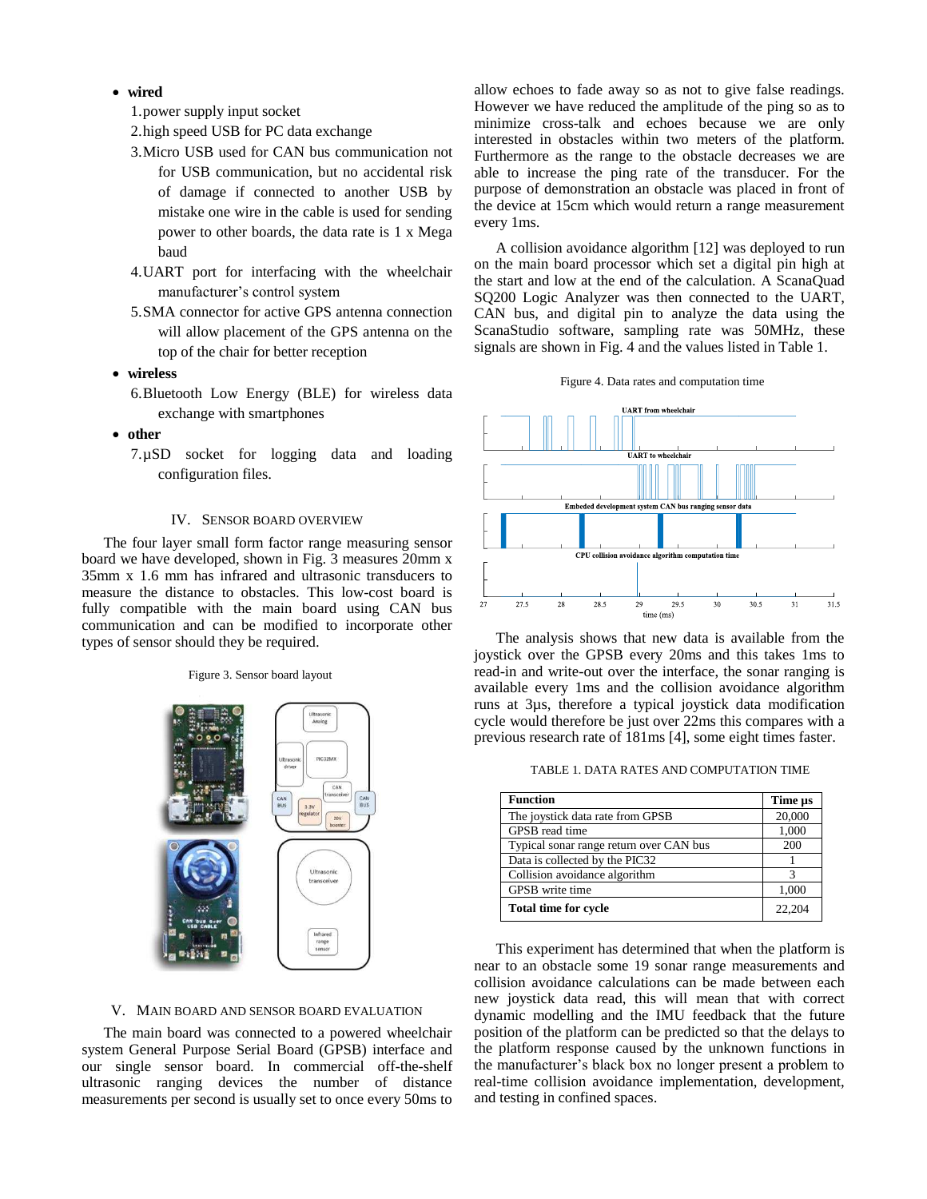- **wired**
  1. power supply input socket
  2. high speed USB for PC data exchange
  3. Micro USB used for CAN bus communication not for USB communication, but no accidental risk of damage if connected to another USB by mistake one wire in the cable is used for sending power to other boards, the data rate is 1 x Mega baud
  4. UART port for interfacing with the wheelchair manufacturer's control system
  5. SMA connector for active GPS antenna connection will allow placement of the GPS antenna on the top of the chair for better reception
- **wireless**
  6. Bluetooth Low Energy (BLE) for wireless data exchange with smartphones
- **other**
  7. µSD socket for logging data and loading configuration files.

## IV. Sensor Board Overview

The four layer small form factor range measuring sensor board we have developed, shown in Fig. 3 measures 20mm x 35mm x 1.6 mm has infrared and ultrasonic transducers to measure the distance to obstacles. This low-cost board is fully compatible with the main board using CAN bus communication and can be modified to incorporate other types of sensor should they be required.

Figure 3. Sensor board layout

## V. Main Board and Sensor Board Evaluation

The main board was connected to a powered wheelchair system General Purpose Serial Board (GPSB) interface and our single sensor board. In commercial off-the-shelf ultrasonic ranging devices the number of distance measurements per second is usually set to once every 50ms to allow echoes to fade away so as not to give false readings. However we have reduced the amplitude of the ping so as to minimize cross-talk and echoes because we are only interested in obstacles within two meters of the platform. Furthermore as the range to the obstacle decreases we are able to increase the ping rate of the transducer. For the purpose of demonstration an obstacle was placed in front of the device at 15cm which would return a range measurement every 1ms.

A collision avoidance algorithm [12] was deployed to run on the main board processor which set a digital pin high at the start and low at the end of the calculation. A ScanaQuad SQ200 Logic Analyzer was then connected to the UART, CAN bus, and digital pin to analyze the data using the ScanaStudio software, sampling rate was 50MHz, these signals are shown in Fig. 4 and the values listed in Table 1.

Figure 4. Data rates and computation time

The analysis shows that new data is available from the joystick over the GPSB every 20ms and this takes 1ms to read-in and write-out over the interface, the sonar ranging is available every 1ms and the collision avoidance algorithm runs at 3µs, therefore a typical joystick data modification cycle would therefore be just over 22ms this compares with a previous research rate of 181ms [4], some eight times faster.

TABLE 1. DATA RATES AND COMPUTATION TIME

| Function | Time µs |
|---|---|
| The joystick data rate from GPSB | 20,000 |
| GPSB read time | 1,000 |
| Typical sonar range return over CAN bus | 200 |
| Data is collected by the PIC32 | 1 |
| Collision avoidance algorithm | 3 |
| GPSB write time | 1,000 |
| **Total time for cycle** | 22,204 |

This experiment has determined that when the platform is near to an obstacle some 19 sonar range measurements and collision avoidance calculations can be made between each new joystick data read, this will mean that with correct dynamic modelling and the IMU feedback that the future position of the platform can be predicted so that the delays to the platform response caused by the unknown functions in the manufacturer's black box no longer present a problem to real-time collision avoidance implementation, development, and testing in confined spaces.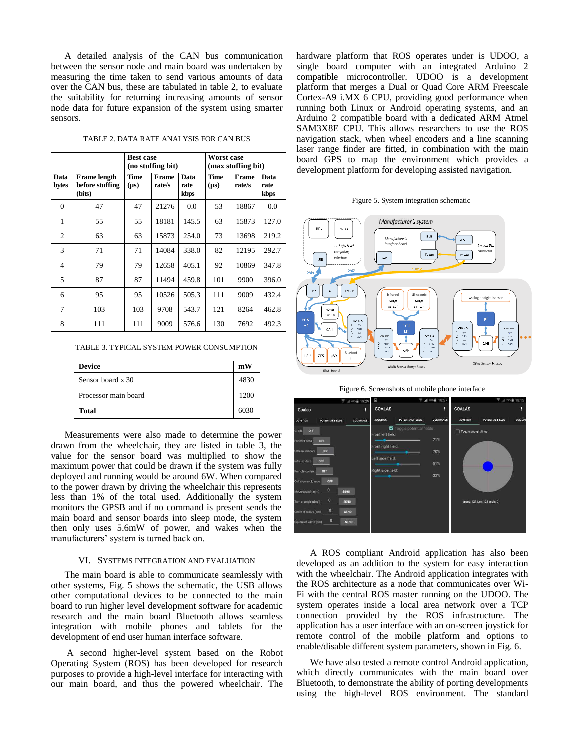A detailed analysis of the CAN bus communication between the sensor node and main board was undertaken by measuring the time taken to send various amounts of data over the CAN bus, these are tabulated in table 2, to evaluate the suitability for returning increasing amounts of sensor node data for future expansion of the system using smarter sensors.

TABLE 2. DATA RATE ANALYSIS FOR CAN BUS

| | | Best case (no stuffing bit) | | | Worst case (max stuffing bit) | | |
|---|---|---|---|---|---|---|---|
| **Data bytes** | **Frame length before stuffing (bits)** | **Time (μs)** | **Frame rate/s** | **Data rate kbps** | **Time (μs)** | **Frame rate/s** | **Data rate kbps** |
| 0 | 47 | 47 | 21276 | 0.0 | 53 | 18867 | 0.0 |
| 1 | 55 | 55 | 18181 | 145.5 | 63 | 15873 | 127.0 |
| 2 | 63 | 63 | 15873 | 254.0 | 73 | 13698 | 219.2 |
| 3 | 71 | 71 | 14084 | 338.0 | 82 | 12195 | 292.7 |
| 4 | 79 | 79 | 12658 | 405.1 | 92 | 10869 | 347.8 |
| 5 | 87 | 87 | 11494 | 459.8 | 101 | 9900 | 396.0 |
| 6 | 95 | 95 | 10526 | 505.3 | 111 | 9009 | 432.4 |
| 7 | 103 | 103 | 9708 | 543.7 | 121 | 8264 | 462.8 |
| 8 | 111 | 111 | 9009 | 576.6 | 130 | 7692 | 492.3 |

TABLE 3. TYPICAL SYSTEM POWER CONSUMPTION

| Device | mW |
|---|---|
| Sensor board x 30 | 4830 |
| Processor main board | 1200 |
| **Total** | 6030 |

Measurements were also made to determine the power drawn from the wheelchair, they are listed in table 3, the value for the sensor board was multiplied to show the maximum power that could be drawn if the system was fully deployed and running would be around 6W. When compared to the power drawn by driving the wheelchair this represents less than 1% of the total used. Additionally the system monitors the GPSB and if no command is present sends the main board and sensor boards into sleep mode, the system then only uses 5.6mW of power, and wakes when the manufacturers' system is turned back on.

## VI. SYSTEMS INTEGRATION AND EVALUATION

The main board is able to communicate seamlessly with other systems, Fig. 5 shows the schematic, the USB allows other computational devices to be connected to the main board to run higher level development software for academic research and the main board Bluetooth allows seamless integration with mobile phones and tablets for the development of end user human interface software.

A second higher-level system based on the Robot Operating System (ROS) has been developed for research purposes to provide a high-level interface for interacting with our main board, and thus the powered wheelchair. The hardware platform that ROS operates under is UDOO, a single board computer with an integrated Arduino 2 compatible microcontroller. UDOO is a development platform that merges a Dual or Quad Core ARM Freescale Cortex-A9 i.MX 6 CPU, providing good performance when running both Linux or Android operating systems, and an Arduino 2 compatible board with a dedicated ARM Atmel SAM3X8E CPU. This allows researchers to use the ROS navigation stack, when wheel encoders and a line scanning laser range finder are fitted, in combination with the main board GPS to map the environment which provides a development platform for developing assisted navigation.

Figure 5. System integration schematic

Figure 6. Screenshots of mobile phone interface

A ROS compliant Android application has also been developed as an addition to the system for easy interaction with the wheelchair. The Android application integrates with the ROS architecture as a node that communicates over Wi-Fi with the central ROS master running on the UDOO. The system operates inside a local area network over a TCP connection provided by the ROS infrastructure. The application has a user interface with an on-screen joystick for remote control of the mobile platform and options to enable/disable different system parameters, shown in Fig. 6.

We have also tested a remote control Android application, which directly communicates with the main board over Bluetooth, to demonstrate the ability of porting developments using the high-level ROS environment. The standard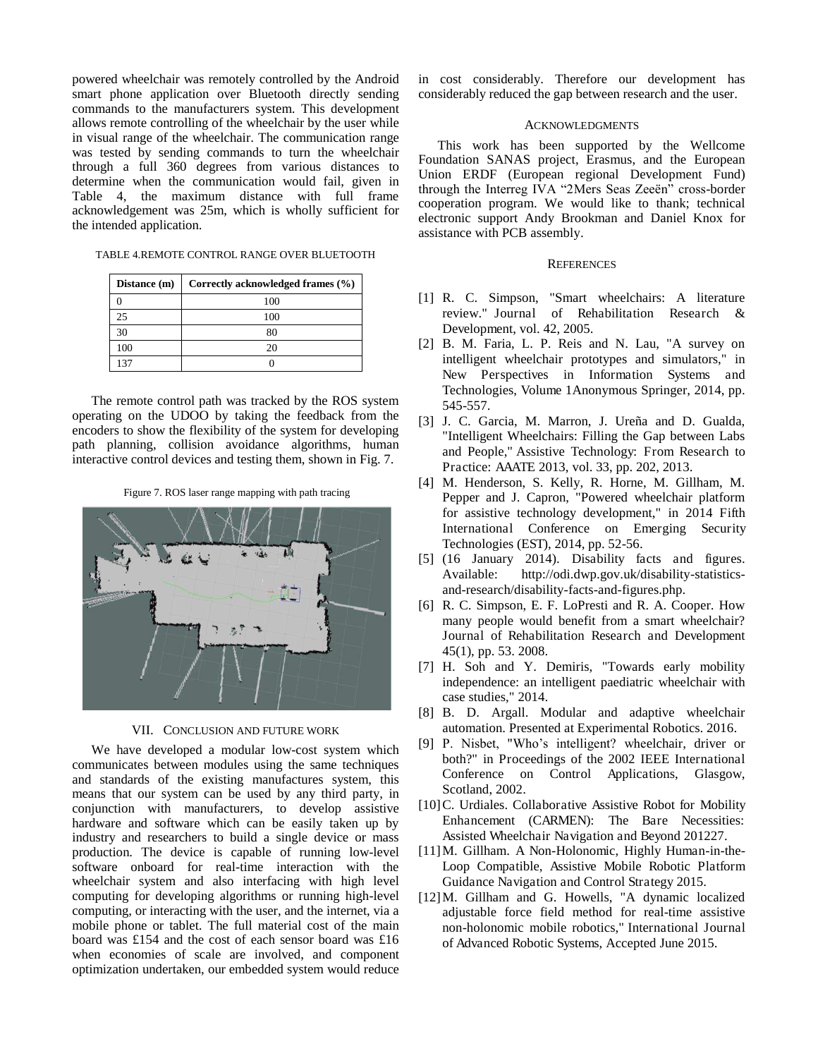powered wheelchair was remotely controlled by the Android smart phone application over Bluetooth directly sending commands to the manufacturers system. This development allows remote controlling of the wheelchair by the user while in visual range of the wheelchair. The communication range was tested by sending commands to turn the wheelchair through a full 360 degrees from various distances to determine when the communication would fail, given in Table 4, the maximum distance with full frame acknowledgement was 25m, which is wholly sufficient for the intended application.

TABLE 4.REMOTE CONTROL RANGE OVER BLUETOOTH

| Distance (m) | Correctly acknowledged frames (%) |
|---|---|
| 0 | 100 |
| 25 | 100 |
| 30 | 80 |
| 100 | 20 |
| 137 | 0 |

The remote control path was tracked by the ROS system operating on the UDOO by taking the feedback from the encoders to show the flexibility of the system for developing path planning, collision avoidance algorithms, human interactive control devices and testing them, shown in Fig. 7.

Figure 7. ROS laser range mapping with path tracing

## VII. Conclusion and Future Work

We have developed a modular low-cost system which communicates between modules using the same techniques and standards of the existing manufactures system, this means that our system can be used by any third party, in conjunction with manufacturers, to develop assistive hardware and software which can be easily taken up by industry and researchers to build a single device or mass production. The device is capable of running low-level software onboard for real-time interaction with the wheelchair system and also interfacing with high level computing for developing algorithms or running high-level computing, or interacting with the user, and the internet, via a mobile phone or tablet. The full material cost of the main board was £154 and the cost of each sensor board was £16 when economies of scale are involved, and component optimization undertaken, our embedded system would reduce in cost considerably. Therefore our development has considerably reduced the gap between research and the user.

## Acknowledgments

This work has been supported by the Wellcome Foundation SANAS project, Erasmus, and the European Union ERDF (European regional Development Fund) through the Interreg IVA "2Mers Seas Zeeën" cross-border cooperation program. We would like to thank; technical electronic support Andy Brookman and Daniel Knox for assistance with PCB assembly.

## References

[1] R. C. Simpson, "Smart wheelchairs: A literature review." Journal of Rehabilitation Research & Development, vol. 42, 2005.

[2] B. M. Faria, L. P. Reis and N. Lau, "A survey on intelligent wheelchair prototypes and simulators," in New Perspectives in Information Systems and Technologies, Volume 1Anonymous Springer, 2014, pp. 545-557.

[3] J. C. Garcia, M. Marron, J. Ureña and D. Gualda, "Intelligent Wheelchairs: Filling the Gap between Labs and People," Assistive Technology: From Research to Practice: AAATE 2013, vol. 33, pp. 202, 2013.

[4] M. Henderson, S. Kelly, R. Horne, M. Gillham, M. Pepper and J. Capron, "Powered wheelchair platform for assistive technology development," in 2014 Fifth International Conference on Emerging Security Technologies (EST), 2014, pp. 52-56.

[5] (16 January 2014). Disability facts and figures. Available: http://odi.dwp.gov.uk/disability-statistics-and-research/disability-facts-and-figures.php.

[6] R. C. Simpson, E. F. LoPresti and R. A. Cooper. How many people would benefit from a smart wheelchair? Journal of Rehabilitation Research and Development 45(1), pp. 53. 2008.

[7] H. Soh and Y. Demiris, "Towards early mobility independence: an intelligent paediatric wheelchair with case studies," 2014.

[8] B. D. Argall. Modular and adaptive wheelchair automation. Presented at Experimental Robotics. 2016.

[9] P. Nisbet, "Who's intelligent? wheelchair, driver or both?" in Proceedings of the 2002 IEEE International Conference on Control Applications, Glasgow, Scotland, 2002.

[10] C. Urdiales. Collaborative Assistive Robot for Mobility Enhancement (CARMEN): The Bare Necessities: Assisted Wheelchair Navigation and Beyond 201227.

[11] M. Gillham. A Non-Holonomic, Highly Human-in-the-Loop Compatible, Assistive Mobile Robotic Platform Guidance Navigation and Control Strategy 2015.

[12] M. Gillham and G. Howells, "A dynamic localized adjustable force field method for real-time assistive non-holonomic mobile robotics," International Journal of Advanced Robotic Systems, Accepted June 2015.